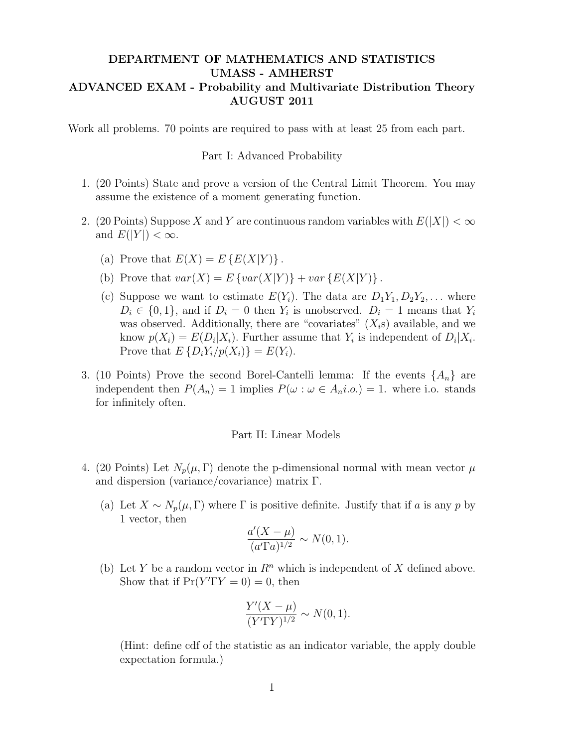# DEPARTMENT OF MATHEMATICS AND STATISTICS
# UMASS - AMHERST
## ADVANCED EXAM - Probability and Multivariate Distribution Theory
## AUGUST 2011

Work all problems. 70 points are required to pass with at least 25 from each part.

### Part I: Advanced Probability

1. (20 Points) State and prove a version of the Central Limit Theorem. You may assume the existence of a moment generating function.

2. (20 Points) Suppose $X$ and $Y$ are continuous random variables with $E(|X|) < \infty$ and $E(|Y|) < \infty$.

   (a) Prove that $E(X) = E\{E(X|Y)\}$.

   (b) Prove that $var(X) = E\{var(X|Y)\} + var\{E(X|Y)\}$.

   (c) Suppose we want to estimate $E(Y_i)$. The data are $D_1Y_1, D_2Y_2, \ldots$ where $D_i \in \{0, 1\}$, and if $D_i = 0$ then $Y_i$ is unobserved. $D_i = 1$ means that $Y_i$ was observed. Additionally, there are "covariates" ($X_i$s) available, and we know $p(X_i) = E(D_i|X_i)$. Further assume that $Y_i$ is independent of $D_i|X_i$. Prove that $E\{D_iY_i/p(X_i)\} = E(Y_i)$.

3. (10 Points) Prove the second Borel-Cantelli lemma: If the events $\{A_n\}$ are independent then $P(A_n) = 1$ implies $P(\omega : \omega \in A_n i.o.) = 1$. where i.o. stands for infinitely often.

### Part II: Linear Models

4. (20 Points) Let $N_p(\mu, \Gamma)$ denote the p-dimensional normal with mean vector $\mu$ and dispersion (variance/covariance) matrix $\Gamma$.

   (a) Let $X \sim N_p(\mu, \Gamma)$ where $\Gamma$ is positive definite. Justify that if $a$ is any $p$ by 1 vector, then

   $$\frac{a'(X - \mu)}{(a'\Gamma a)^{1/2}} \sim N(0, 1).$$

   (b) Let $Y$ be a random vector in $R^n$ which is independent of $X$ defined above. Show that if $\Pr(Y'\Gamma Y = 0) = 0$, then

   $$\frac{Y'(X - \mu)}{(Y'\Gamma Y)^{1/2}} \sim N(0, 1).$$

   (Hint: define cdf of the statistic as an indicator variable, the apply double expectation formula.)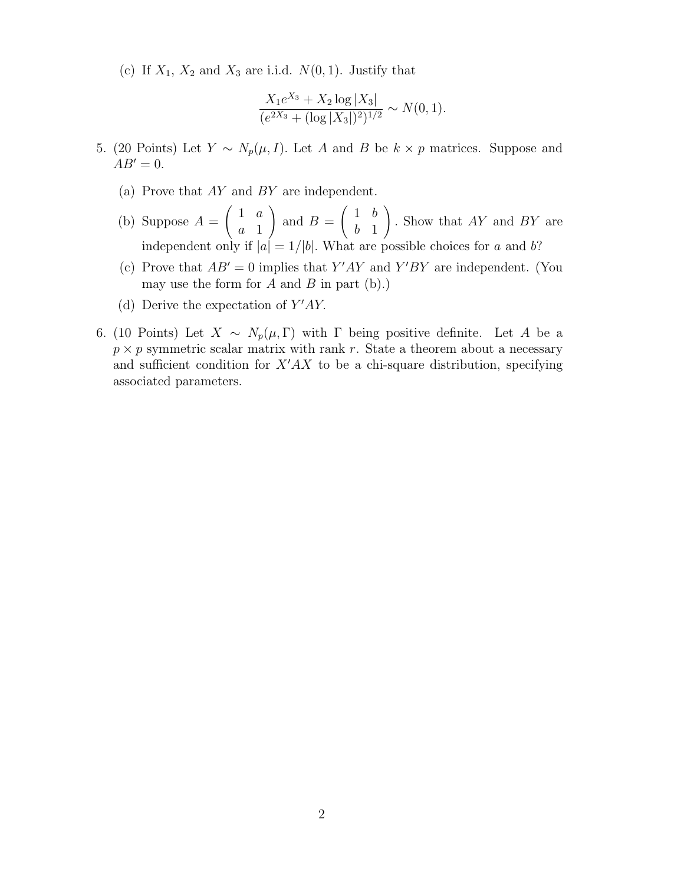(c) If $X_1$, $X_2$ and $X_3$ are i.i.d. $N(0,1)$. Justify that

$$\frac{X_1 e^{X_3} + X_2 \log|X_3|}{(e^{2X_3} + (\log|X_3|)^2)^{1/2}} \sim N(0,1).$$

5. (20 Points) Let $Y \sim N_p(\mu, I)$. Let $A$ and $B$ be $k \times p$ matrices. Suppose and $AB' = 0$.

   (a) Prove that $AY$ and $BY$ are independent.

   (b) Suppose $A = \begin{pmatrix} 1 & a \\ a & 1 \end{pmatrix}$ and $B = \begin{pmatrix} 1 & b \\ b & 1 \end{pmatrix}$. Show that $AY$ and $BY$ are independent only if $|a| = 1/|b|$. What are possible choices for $a$ and $b$?

   (c) Prove that $AB' = 0$ implies that $Y'AY$ and $Y'BY$ are independent. (You may use the form for $A$ and $B$ in part (b).)

   (d) Derive the expectation of $Y'AY$.

6. (10 Points) Let $X \sim N_p(\mu, \Gamma)$ with $\Gamma$ being positive definite. Let $A$ be a $p \times p$ symmetric scalar matrix with rank $r$. State a theorem about a necessary and sufficient condition for $X'AX$ to be a chi-square distribution, specifying associated parameters.